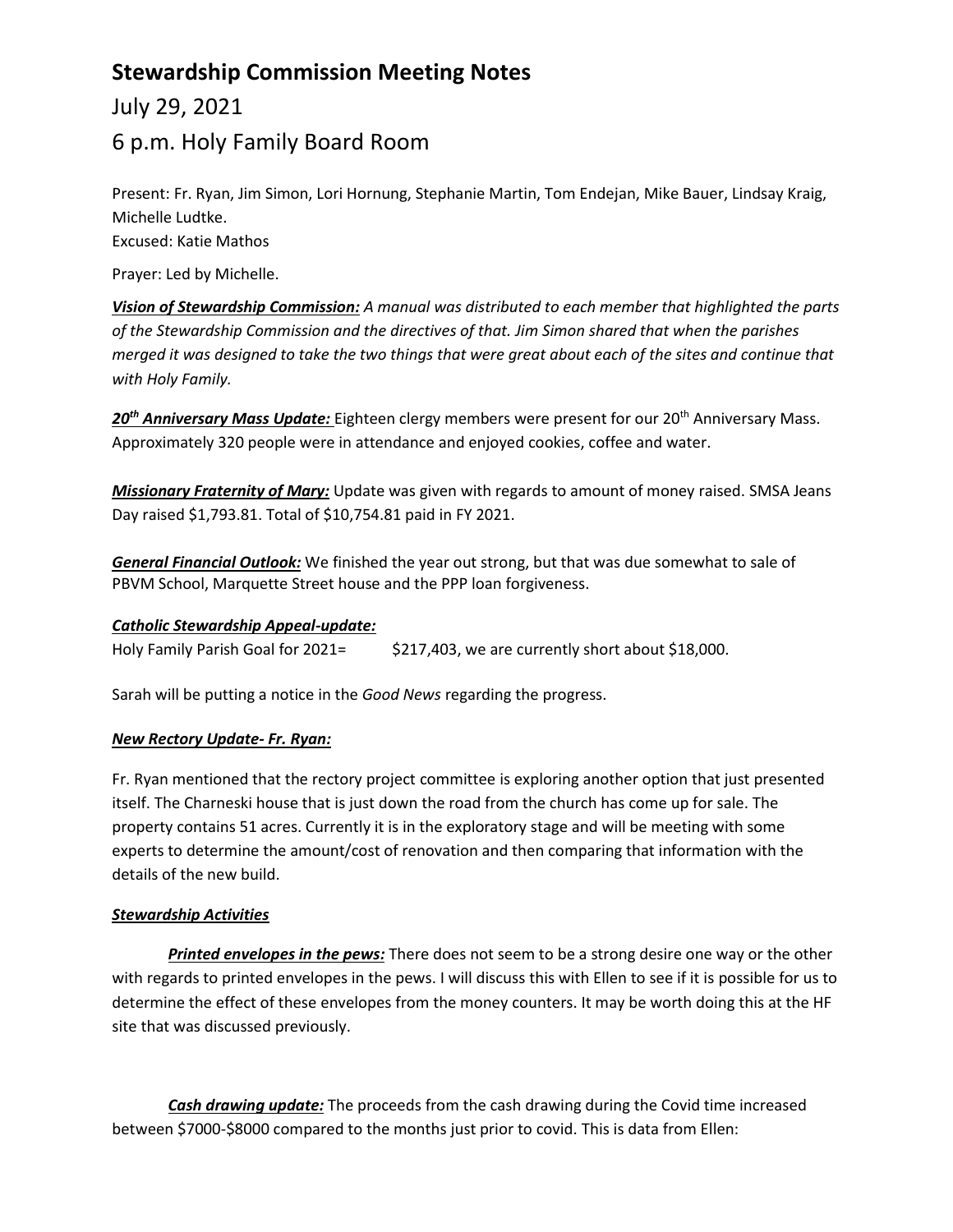# Stewardship Commission Meeting Notes

## July 29, 2021

## 6 p.m. Holy Family Board Room

Present: Fr. Ryan, Jim Simon, Lori Hornung, Stephanie Martin, Tom Endejan, Mike Bauer, Lindsay Kraig, Michelle Ludtke.
Excused: Katie Mathos

Prayer: Led by Michelle.

***Vision of Stewardship Commission:*** *A manual was distributed to each member that highlighted the parts of the Stewardship Commission and the directives of that. Jim Simon shared that when the parishes merged it was designed to take the two things that were great about each of the sites and continue that with Holy Family.*

***20th Anniversary Mass Update:*** Eighteen clergy members were present for our 20th Anniversary Mass. Approximately 320 people were in attendance and enjoyed cookies, coffee and water.

***Missionary Fraternity of Mary:*** Update was given with regards to amount of money raised. SMSA Jeans Day raised $1,793.81. Total of $10,754.81 paid in FY 2021.

***General Financial Outlook:*** We finished the year out strong, but that was due somewhat to sale of PBVM School, Marquette Street house and the PPP loan forgiveness.

***Catholic Stewardship Appeal-update:***

Holy Family Parish Goal for 2021= $217,403, we are currently short about $18,000.

Sarah will be putting a notice in the *Good News* regarding the progress.

***New Rectory Update- Fr. Ryan:***

Fr. Ryan mentioned that the rectory project committee is exploring another option that just presented itself. The Charneski house that is just down the road from the church has come up for sale. The property contains 51 acres. Currently it is in the exploratory stage and will be meeting with some experts to determine the amount/cost of renovation and then comparing that information with the details of the new build.

***Stewardship Activities***

***Printed envelopes in the pews:*** There does not seem to be a strong desire one way or the other with regards to printed envelopes in the pews. I will discuss this with Ellen to see if it is possible for us to determine the effect of these envelopes from the money counters. It may be worth doing this at the HF site that was discussed previously.

***Cash drawing update:*** The proceeds from the cash drawing during the Covid time increased between $7000-$8000 compared to the months just prior to covid. This is data from Ellen: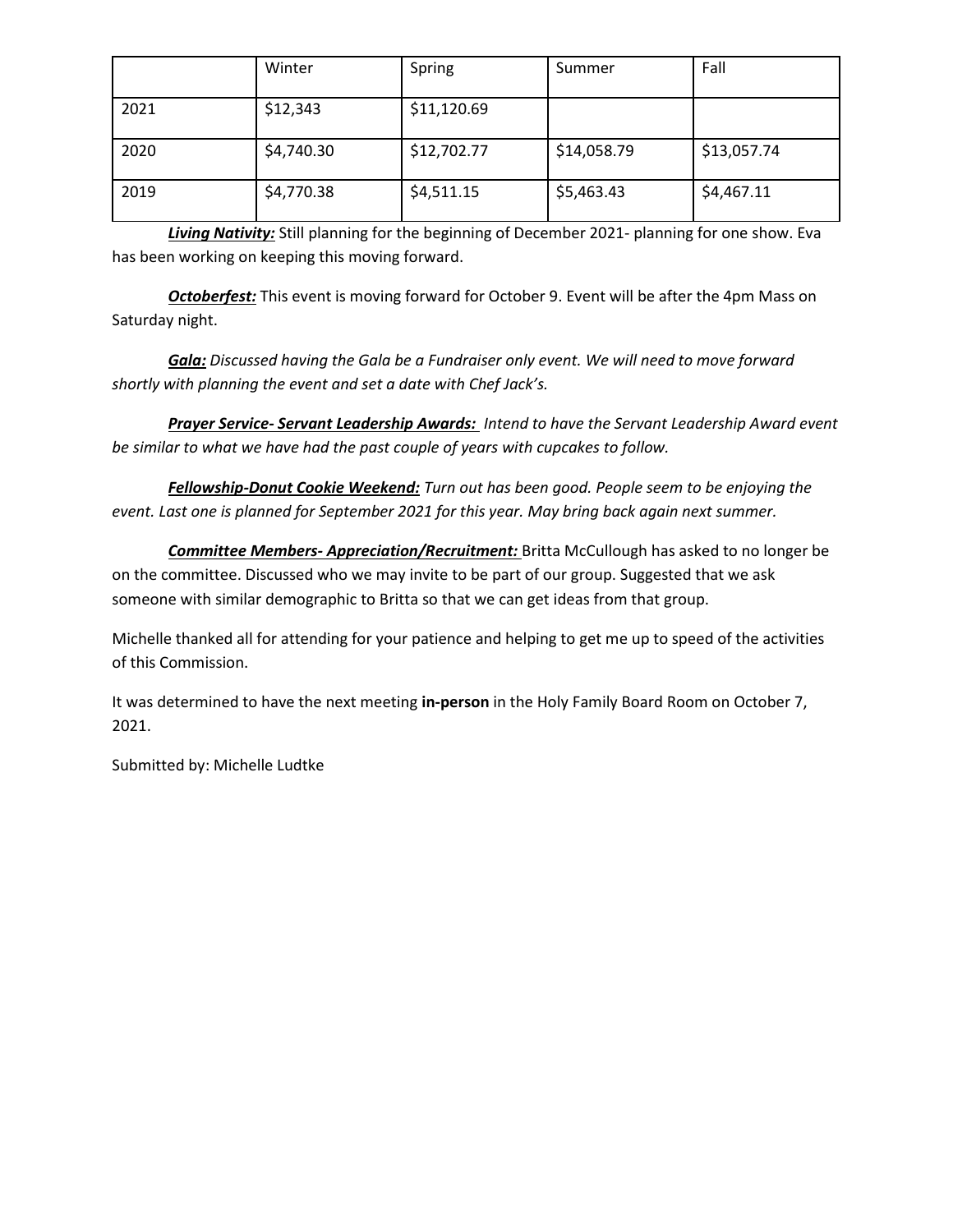| | Winter | Spring | Summer | Fall |
|---|---|---|---|---|
| 2021 | $12,343 | $11,120.69 | | |
| 2020 | $4,740.30 | $12,702.77 | $14,058.79 | $13,057.74 |
| 2019 | $4,770.38 | $4,511.15 | $5,463.43 | $4,467.11 |

***Living Nativity:*** Still planning for the beginning of December 2021- planning for one show. Eva has been working on keeping this moving forward.

***Octoberfest:*** This event is moving forward for October 9. Event will be after the 4pm Mass on Saturday night.

***Gala:*** *Discussed having the Gala be a Fundraiser only event. We will need to move forward shortly with planning the event and set a date with Chef Jack's.*

***Prayer Service- Servant Leadership Awards:*** *Intend to have the Servant Leadership Award event be similar to what we have had the past couple of years with cupcakes to follow.*

***Fellowship-Donut Cookie Weekend:*** *Turn out has been good. People seem to be enjoying the event. Last one is planned for September 2021 for this year. May bring back again next summer.*

***Committee Members- Appreciation/Recruitment:*** Britta McCullough has asked to no longer be on the committee. Discussed who we may invite to be part of our group. Suggested that we ask someone with similar demographic to Britta so that we can get ideas from that group.

Michelle thanked all for attending for your patience and helping to get me up to speed of the activities of this Commission.

It was determined to have the next meeting **in-person** in the Holy Family Board Room on October 7, 2021.

Submitted by: Michelle Ludtke